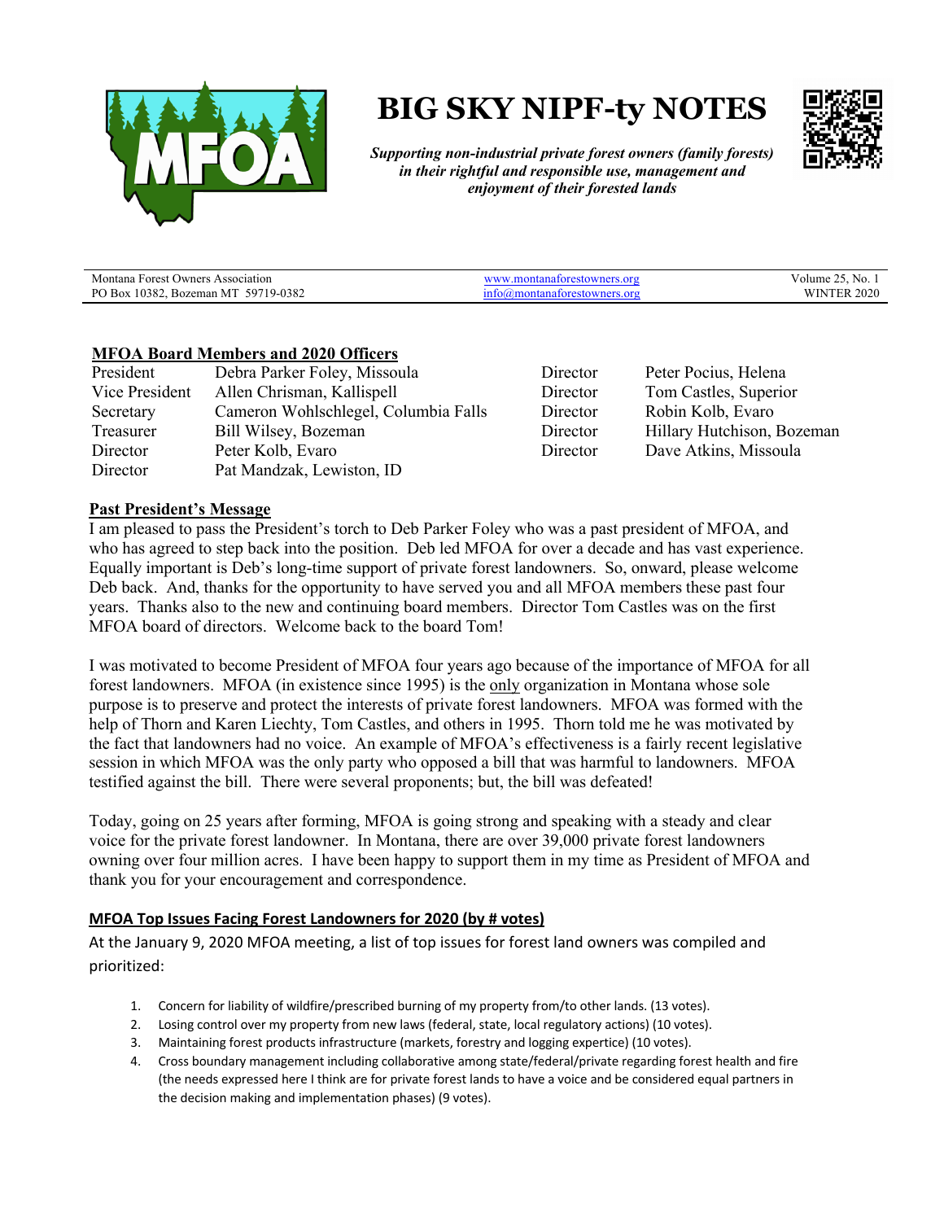# BIG SKY NIPF-ty NOTES

***Supporting non-industrial private forest owners (family forests) in their rightful and responsible use, management and enjoyment of their forested lands***

| Montana Forest Owners Association<br>PO Box 10382, Bozeman MT 59719-0382 | www.montanaforestowners.org<br>info@montanaforestowners.org | Volume 25, No. 1<br>WINTER 2020 |
|---|---|---|

## MFOA Board Members and 2020 Officers

| | | | |
|---|---|---|---|
| President | Debra Parker Foley, Missoula | Director | Peter Pocius, Helena |
| Vice President | Allen Chrisman, Kallispell | Director | Tom Castles, Superior |
| Secretary | Cameron Wohlschlegel, Columbia Falls | Director | Robin Kolb, Evaro |
| Treasurer | Bill Wilsey, Bozeman | Director | Hillary Hutchison, Bozeman |
| Director | Peter Kolb, Evaro | Director | Dave Atkins, Missoula |
| Director | Pat Mandzak, Lewiston, ID | | |

## Past President's Message

I am pleased to pass the President's torch to Deb Parker Foley who was a past president of MFOA, and who has agreed to step back into the position. Deb led MFOA for over a decade and has vast experience. Equally important is Deb's long-time support of private forest landowners. So, onward, please welcome Deb back. And, thanks for the opportunity to have served you and all MFOA members these past four years. Thanks also to the new and continuing board members. Director Tom Castles was on the first MFOA board of directors. Welcome back to the board Tom!

I was motivated to become President of MFOA four years ago because of the importance of MFOA for all forest landowners. MFOA (in existence since 1995) is the only organization in Montana whose sole purpose is to preserve and protect the interests of private forest landowners. MFOA was formed with the help of Thorn and Karen Liechty, Tom Castles, and others in 1995. Thorn told me he was motivated by the fact that landowners had no voice. An example of MFOA's effectiveness is a fairly recent legislative session in which MFOA was the only party who opposed a bill that was harmful to landowners. MFOA testified against the bill. There were several proponents; but, the bill was defeated!

Today, going on 25 years after forming, MFOA is going strong and speaking with a steady and clear voice for the private forest landowner. In Montana, there are over 39,000 private forest landowners owning over four million acres. I have been happy to support them in my time as President of MFOA and thank you for your encouragement and correspondence.

## MFOA Top Issues Facing Forest Landowners for 2020 (by # votes)

At the January 9, 2020 MFOA meeting, a list of top issues for forest land owners was compiled and prioritized:

1. Concern for liability of wildfire/prescribed burning of my property from/to other lands. (13 votes).
2. Losing control over my property from new laws (federal, state, local regulatory actions) (10 votes).
3. Maintaining forest products infrastructure (markets, forestry and logging expertice) (10 votes).
4. Cross boundary management including collaborative among state/federal/private regarding forest health and fire (the needs expressed here I think are for private forest lands to have a voice and be considered equal partners in the decision making and implementation phases) (9 votes).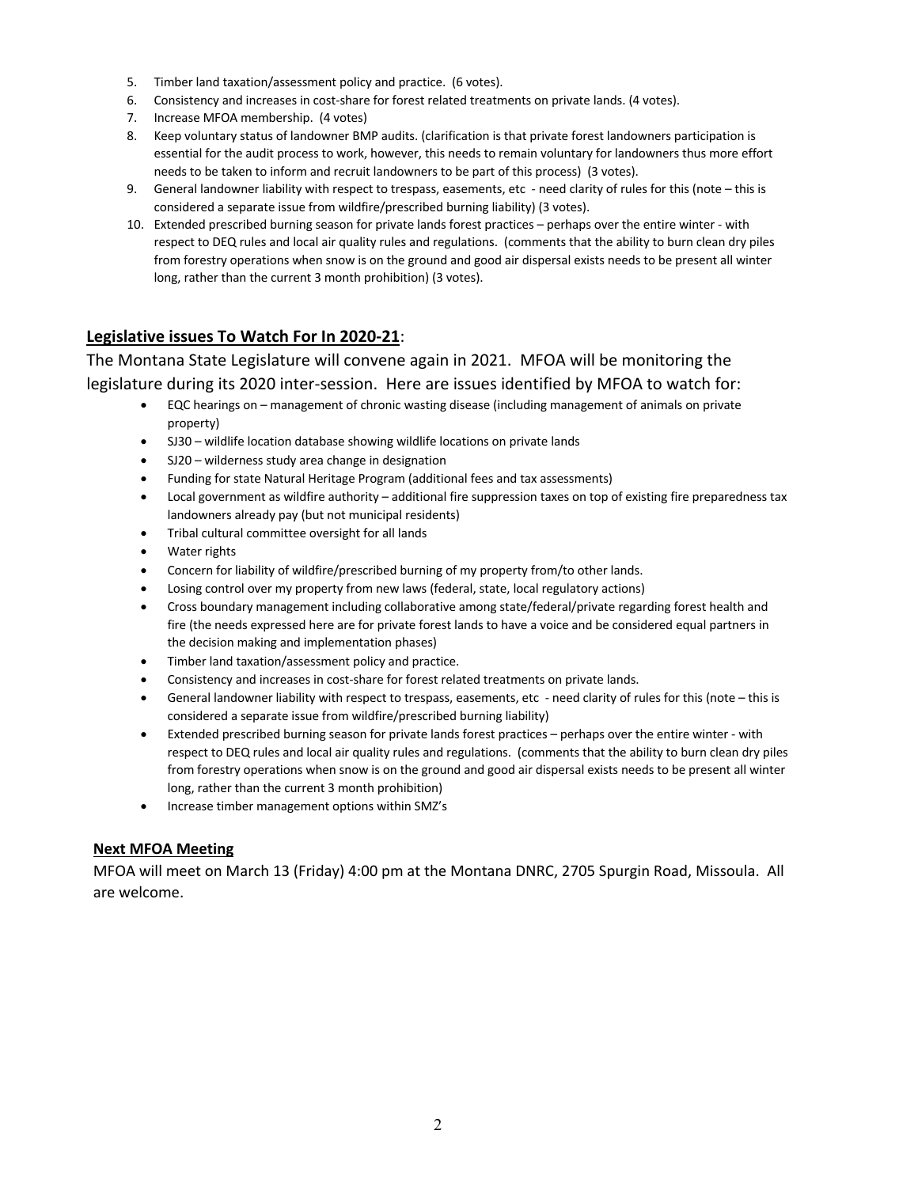5. Timber land taxation/assessment policy and practice. (6 votes).
6. Consistency and increases in cost-share for forest related treatments on private lands. (4 votes).
7. Increase MFOA membership. (4 votes)
8. Keep voluntary status of landowner BMP audits. (clarification is that private forest landowners participation is essential for the audit process to work, however, this needs to remain voluntary for landowners thus more effort needs to be taken to inform and recruit landowners to be part of this process) (3 votes).
9. General landowner liability with respect to trespass, easements, etc - need clarity of rules for this (note – this is considered a separate issue from wildfire/prescribed burning liability) (3 votes).
10. Extended prescribed burning season for private lands forest practices – perhaps over the entire winter - with respect to DEQ rules and local air quality rules and regulations. (comments that the ability to burn clean dry piles from forestry operations when snow is on the ground and good air dispersal exists needs to be present all winter long, rather than the current 3 month prohibition) (3 votes).

## <u>Legislative issues To Watch For In 2020-21</u>:

The Montana State Legislature will convene again in 2021. MFOA will be monitoring the legislature during its 2020 inter-session. Here are issues identified by MFOA to watch for:

- EQC hearings on – management of chronic wasting disease (including management of animals on private property)
- SJ30 – wildlife location database showing wildlife locations on private lands
- SJ20 – wilderness study area change in designation
- Funding for state Natural Heritage Program (additional fees and tax assessments)
- Local government as wildfire authority – additional fire suppression taxes on top of existing fire preparedness tax landowners already pay (but not municipal residents)
- Tribal cultural committee oversight for all lands
- Water rights
- Concern for liability of wildfire/prescribed burning of my property from/to other lands.
- Losing control over my property from new laws (federal, state, local regulatory actions)
- Cross boundary management including collaborative among state/federal/private regarding forest health and fire (the needs expressed here are for private forest lands to have a voice and be considered equal partners in the decision making and implementation phases)
- Timber land taxation/assessment policy and practice.
- Consistency and increases in cost-share for forest related treatments on private lands.
- General landowner liability with respect to trespass, easements, etc - need clarity of rules for this (note – this is considered a separate issue from wildfire/prescribed burning liability)
- Extended prescribed burning season for private lands forest practices – perhaps over the entire winter - with respect to DEQ rules and local air quality rules and regulations. (comments that the ability to burn clean dry piles from forestry operations when snow is on the ground and good air dispersal exists needs to be present all winter long, rather than the current 3 month prohibition)
- Increase timber management options within SMZ's

### <u>Next MFOA Meeting</u>

MFOA will meet on March 13 (Friday) 4:00 pm at the Montana DNRC, 2705 Spurgin Road, Missoula. All are welcome.